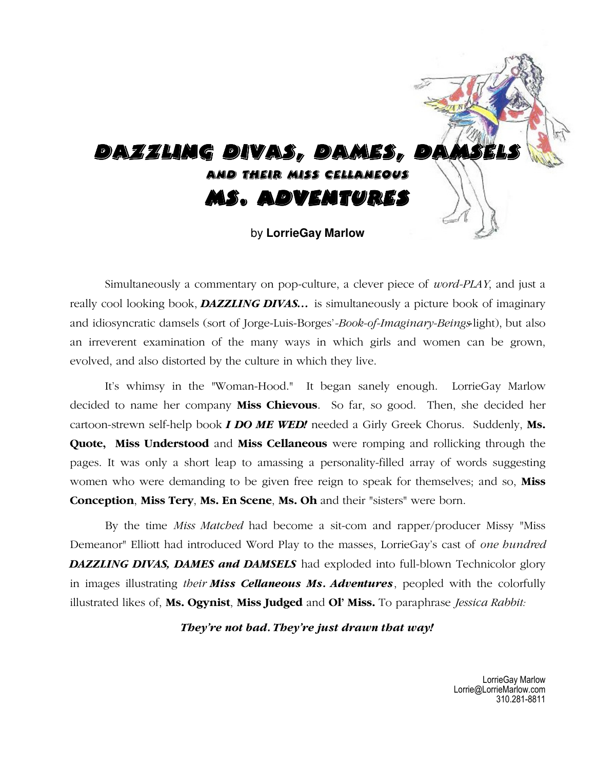# DAZZLING DIVAS, DAMES, DAMSELS

### AND THEIR MISS CELLANEOUS

## MS. ADVENTURES

by **LorrieGay Marlow**

Simultaneously a commentary on pop-culture, a clever piece of *word-PLAY*, and just a really cool looking book, ***DAZZLING DIVAS…*** is simultaneously a picture book of imaginary and idiosyncratic damsels (sort of Jorge-Luis-Borges'-*Book-of-Imaginary-Beings*-light), but also an irreverent examination of the many ways in which girls and women can be grown, evolved, and also distorted by the culture in which they live.

It's whimsy in the "Woman-Hood." It began sanely enough. LorrieGay Marlow decided to name her company **Miss Chievous**. So far, so good. Then, she decided her cartoon-strewn self-help book ***I DO ME WED!*** needed a Girly Greek Chorus. Suddenly, **Ms. Quote, Miss Understood** and **Miss Cellaneous** were romping and rollicking through the pages. It was only a short leap to amassing a personality-filled array of words suggesting women who were demanding to be given free reign to speak for themselves; and so, **Miss Conception**, **Miss Tery**, **Ms. En Scene**, **Ms. Oh** and their "sisters" were born.

By the time *Miss Matched* had become a sit-com and rapper/producer Missy "Miss Demeanor" Elliott had introduced Word Play to the masses, LorrieGay's cast of *one hundred* ***DAZZLING DIVAS, DAMES and DAMSELS*** had exploded into full-blown Technicolor glory in images illustrating *their* ***Miss Cellaneous Ms. Adventures***, peopled with the colorfully illustrated likes of, **Ms. Ogynist**, **Miss Judged** and **Ol' Miss.** To paraphrase *Jessica Rabbit:*

***They're not bad. They're just drawn that way!***

LorrieGay Marlow
Lorrie@LorrieMarlow.com
310.281-8811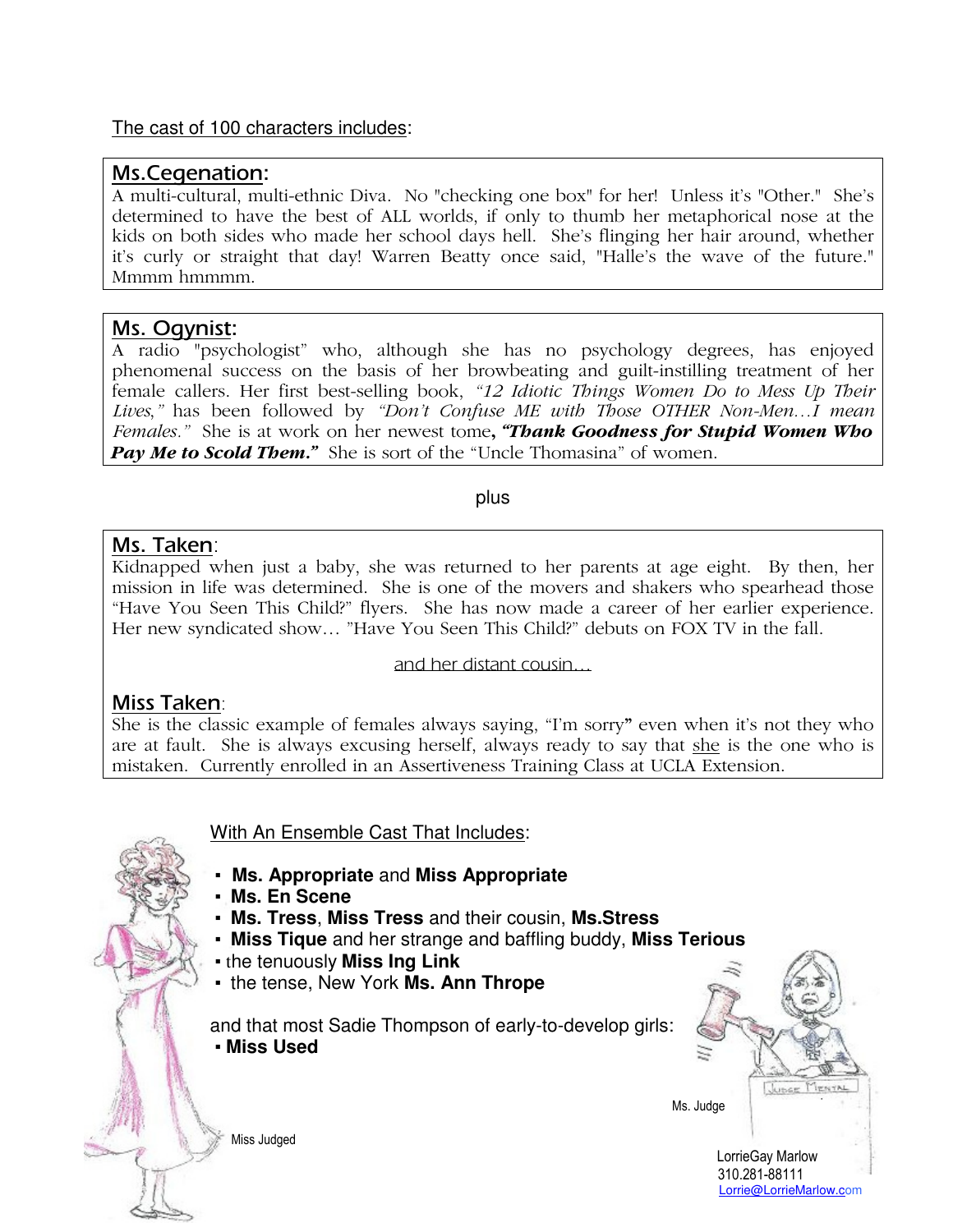The cast of 100 characters includes:

## Ms.Cegenation:

A multi-cultural, multi-ethnic Diva. No "checking one box" for her! Unless it's "Other." She's determined to have the best of ALL worlds, if only to thumb her metaphorical nose at the kids on both sides who made her school days hell. She's flinging her hair around, whether it's curly or straight that day! Warren Beatty once said, "Halle's the wave of the future." Mmmm hmmmm.

## Ms. Ogynist:

A radio "psychologist" who, although she has no psychology degrees, has enjoyed phenomenal success on the basis of her browbeating and guilt-instilling treatment of her female callers. Her first best-selling book, *"12 Idiotic Things Women Do to Mess Up Their Lives,"* has been followed by *"Don't Confuse ME with Those OTHER Non-Men…I mean Females."* She is at work on her newest tome**, *"Thank Goodness for Stupid Women Who Pay Me to Scold Them."*** She is sort of the "Uncle Thomasina" of women.

plus

## Ms. Taken:

Kidnapped when just a baby, she was returned to her parents at age eight. By then, her mission in life was determined. She is one of the movers and shakers who spearhead those "Have You Seen This Child?" flyers. She has now made a career of her earlier experience. Her new syndicated show… "Have You Seen This Child?" debuts on FOX TV in the fall.

and her distant cousin…

## Miss Taken:

She is the classic example of females always saying, "I'm sorry**"** even when it's not they who are at fault. She is always excusing herself, always ready to say that she is the one who is mistaken. Currently enrolled in an Assertiveness Training Class at UCLA Extension.

With An Ensemble Cast That Includes:

- **Ms. Appropriate** and **Miss Appropriate**
- **Ms. En Scene**
- **Ms. Tress**, **Miss Tress** and their cousin, **Ms.Stress**
- **Miss Tique** and her strange and baffling buddy, **Miss Terious**
- the tenuously **Miss Ing Link**
- the tense, New York **Ms. Ann Thrope**

and that most Sadie Thompson of early-to-develop girls:

- **Miss Used**

Miss Judged

Ms. Judge

LorrieGay Marlow
310.281-88111
Lorrie@LorrieMarlow.com